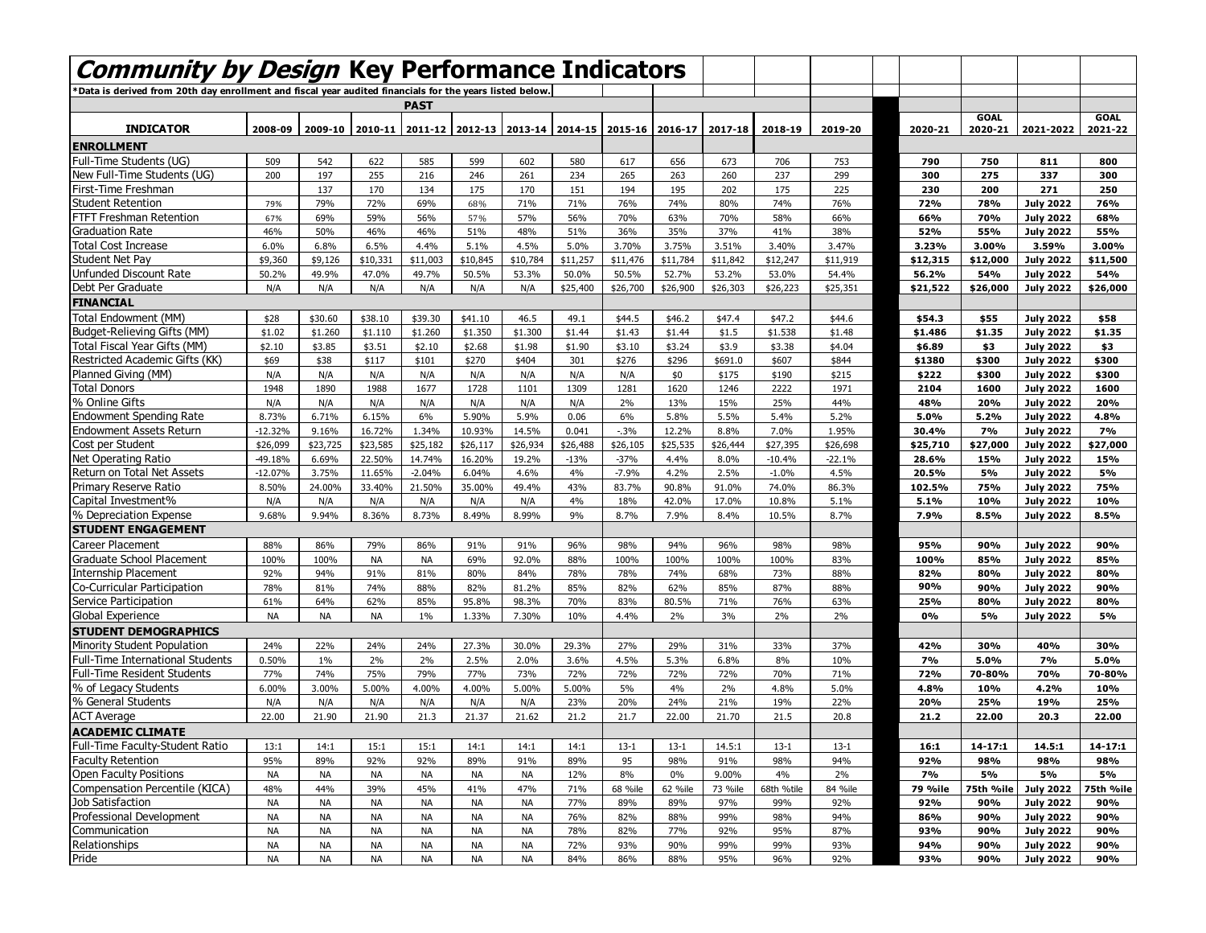# *Community by Design* Key Performance Indicators

*Data is derived from 20th day enrollment and fiscal year audited financials for the years listed below.

| | PAST | | | | | | | | | | | | | | | | |
|---|---|---|---|---|---|---|---|---|---|---|---|---|---|---|---|---|---|
| **INDICATOR** | **2008-09** | **2009-10** | **2010-11** | **2011-12** | **2012-13** | **2013-14** | **2014-15** | **2015-16** | **2016-17** | **2017-18** | **2018-19** | **2019-20** | | **2020-21** | **GOAL 2020-21** | **2021-2022** | **GOAL 2021-22** |
| **ENROLLMENT** | | | | | | | | | | | | | | | | | |
| Full-Time Students (UG) | 509 | 542 | 622 | 585 | 599 | 602 | 580 | 617 | 656 | 673 | 706 | 753 | | **790** | **750** | **811** | **800** |
| New Full-Time Students (UG) | 200 | 197 | 255 | 216 | 246 | 261 | 234 | 265 | 263 | 260 | 237 | 299 | | **300** | **275** | **337** | **300** |
| First-Time Freshman | | 137 | 170 | 134 | 175 | 170 | 151 | 194 | 195 | 202 | 175 | 225 | | **230** | **200** | **271** | **250** |
| Student Retention | 79% | 79% | 72% | 69% | 68% | 71% | 71% | 76% | 74% | 80% | 74% | 76% | | **72%** | **78%** | **July 2022** | **76%** |
| FTFT Freshman Retention | 67% | 69% | 59% | 56% | 57% | 57% | 56% | 70% | 63% | 70% | 58% | 66% | | **66%** | **70%** | **July 2022** | **68%** |
| Graduation Rate | 46% | 50% | 46% | 46% | 51% | 48% | 51% | 36% | 35% | 37% | 41% | 38% | | **52%** | **55%** | **July 2022** | **55%** |
| Total Cost Increase | 6.0% | 6.8% | 6.5% | 4.4% | 5.1% | 4.5% | 5.0% | 3.70% | 3.75% | 3.51% | 3.40% | 3.47% | | **3.23%** | **3.00%** | **3.59%** | **3.00%** |
| Student Net Pay | $9,360 | $9,126 | $10,331 | $11,003 | $10,845 | $10,784 | $11,257 | $11,476 | $11,784 | $11,842 | $12,247 | $11,919 | | **$12,315** | **$12,000** | **July 2022** | **$11,500** |
| Unfunded Discount Rate | 50.2% | 49.9% | 47.0% | 49.7% | 50.5% | 53.3% | 50.0% | 50.5% | 52.7% | 53.2% | 53.0% | 54.4% | | **56.2%** | **54%** | **July 2022** | **54%** |
| Debt Per Graduate | N/A | N/A | N/A | N/A | N/A | N/A | $25,400 | $26,700 | $26,900 | $26,303 | $26,223 | $25,351 | | **$21,522** | **$26,000** | **July 2022** | **$26,000** |
| **FINANCIAL** | | | | | | | | | | | | | | | | | |
| Total Endowment (MM) | $28 | $30.60 | $38.10 | $39.30 | $41.10 | 46.5 | 49.1 | $44.5 | $46.2 | $47.4 | $47.2 | $44.6 | | **$54.3** | **$55** | **July 2022** | **$58** |
| Budget-Relieving Gifts (MM) | $1.02 | $1.260 | $1.110 | $1.260 | $1.350 | $1.300 | $1.44 | $1.43 | $1.44 | $1.5 | $1.538 | $1.48 | | **$1.486** | **$1.35** | **July 2022** | **$1.35** |
| Total Fiscal Year Gifts (MM) | $2.10 | $3.85 | $3.51 | $2.10 | $2.68 | $1.98 | $1.90 | $3.10 | $3.24 | $3.9 | $3.38 | $4.04 | | **$6.89** | **$3** | **July 2022** | **$3** |
| Restricted Academic Gifts (KK) | $69 | $38 | $117 | $101 | $270 | $404 | 301 | $276 | $296 | $691.0 | $607 | $844 | | **$1380** | **$300** | **July 2022** | **$300** |
| Planned Giving (MM) | N/A | N/A | N/A | N/A | N/A | N/A | N/A | N/A | $0 | $175 | $190 | $215 | | **$222** | **$300** | **July 2022** | **$300** |
| Total Donors | 1948 | 1890 | 1988 | 1677 | 1728 | 1101 | 1309 | 1281 | 1620 | 1246 | 2222 | 1971 | | **2104** | **1600** | **July 2022** | **1600** |
| % Online Gifts | N/A | N/A | N/A | N/A | N/A | N/A | N/A | 2% | 13% | 15% | 25% | 44% | | **48%** | **20%** | **July 2022** | **20%** |
| Endowment Spending Rate | 8.73% | 6.71% | 6.15% | 6% | 5.90% | 5.9% | 0.06 | 6% | 5.8% | 5.5% | 5.4% | 5.2% | | **5.0%** | **5.2%** | **July 2022** | **4.8%** |
| Endowment Assets Return | -12.32% | 9.16% | 16.72% | 1.34% | 10.93% | 14.5% | 0.041 | -.3% | 12.2% | 8.8% | 7.0% | 1.95% | | **30.4%** | **7%** | **July 2022** | **7%** |
| Cost per Student | $26,099 | $23,725 | $23,585 | $25,182 | $26,117 | $26,934 | $26,488 | $26,105 | $25,535 | $26,444 | $27,395 | $26,698 | | **$25,710** | **$27,000** | **July 2022** | **$27,000** |
| Net Operating Ratio | -49.18% | 6.69% | 22.50% | 14.74% | 16.20% | 19.2% | -13% | -37% | 4.4% | 8.0% | -10.4% | -22.1% | | **28.6%** | **15%** | **July 2022** | **15%** |
| Return on Total Net Assets | -12.07% | 3.75% | 11.65% | -2.04% | 6.04% | 4.6% | 4% | -7.9% | 4.2% | 2.5% | -1.0% | 4.5% | | **20.5%** | **5%** | **July 2022** | **5%** |
| Primary Reserve Ratio | 8.50% | 24.00% | 33.40% | 21.50% | 35.00% | 49.4% | 43% | 83.7% | 90.8% | 91.0% | 74.0% | 86.3% | | **102.5%** | **75%** | **July 2022** | **75%** |
| Capital Investment% | N/A | N/A | N/A | N/A | N/A | N/A | 4% | 18% | 42.0% | 17.0% | 10.8% | 5.1% | | **5.1%** | **10%** | **July 2022** | **10%** |
| % Depreciation Expense | 9.68% | 9.94% | 8.36% | 8.73% | 8.49% | 8.99% | 9% | 8.7% | 7.9% | 8.4% | 10.5% | 8.7% | | **7.9%** | **8.5%** | **July 2022** | **8.5%** |
| **STUDENT ENGAGEMENT** | | | | | | | | | | | | | | | | | |
| Career Placement | 88% | 86% | 79% | 86% | 91% | 91% | 96% | 98% | 94% | 96% | 98% | 98% | | **95%** | **90%** | **July 2022** | **90%** |
| Graduate School Placement | 100% | 100% | NA | NA | 69% | 92.0% | 88% | 100% | 100% | 100% | 100% | 83% | | **100%** | **85%** | **July 2022** | **85%** |
| Internship Placement | 92% | 94% | 91% | 81% | 80% | 84% | 78% | 78% | 74% | 68% | 73% | 88% | | **82%** | **80%** | **July 2022** | **80%** |
| Co-Curricular Participation | 78% | 81% | 74% | 88% | 82% | 81.2% | 85% | 82% | 62% | 85% | 87% | 88% | | **90%** | **90%** | **July 2022** | **90%** |
| Service Participation | 61% | 64% | 62% | 85% | 95.8% | 98.3% | 70% | 83% | 80.5% | 71% | 76% | 63% | | **25%** | **80%** | **July 2022** | **80%** |
| Global Experience | NA | NA | NA | 1% | 1.33% | 7.30% | 10% | 4.4% | 2% | 3% | 2% | 2% | | **0%** | **5%** | **July 2022** | **5%** |
| **STUDENT DEMOGRAPHICS** | | | | | | | | | | | | | | | | | |
| Minority Student Population | 24% | 22% | 24% | 24% | 27.3% | 30.0% | 29.3% | 27% | 29% | 31% | 33% | 37% | | **42%** | **30%** | **40%** | **30%** |
| Full-Time International Students | 0.50% | 1% | 2% | 2% | 2.5% | 2.0% | 3.6% | 4.5% | 5.3% | 6.8% | 8% | 10% | | **7%** | **5.0%** | **7%** | **5.0%** |
| Full-Time Resident Students | 77% | 74% | 75% | 79% | 77% | 73% | 72% | 72% | 72% | 72% | 70% | 71% | | **72%** | **70-80%** | **70%** | **70-80%** |
| % of Legacy Students | 6.00% | 3.00% | 5.00% | 4.00% | 4.00% | 5.00% | 5.00% | 5% | 4% | 2% | 4.8% | 5.0% | | **4.8%** | **10%** | **4.2%** | **10%** |
| % General Students | N/A | N/A | N/A | N/A | N/A | N/A | 23% | 20% | 24% | 21% | 19% | 22% | | **20%** | **25%** | **19%** | **25%** |
| ACT Average | 22.00 | 21.90 | 21.90 | 21.3 | 21.37 | 21.62 | 21.2 | 21.7 | 22.00 | 21.70 | 21.5 | 20.8 | | **21.2** | **22.00** | **20.3** | **22.00** |
| **ACADEMIC CLIMATE** | | | | | | | | | | | | | | | | | |
| Full-Time Faculty-Student Ratio | 13:1 | 14:1 | 15:1 | 15:1 | 14:1 | 14:1 | 14:1 | 13-1 | 13-1 | 14.5:1 | 13-1 | 13-1 | | **16:1** | **14-17:1** | **14.5:1** | **14-17:1** |
| Faculty Retention | 95% | 89% | 92% | 92% | 89% | 91% | 89% | 95 | 98% | 91% | 98% | 94% | | **92%** | **98%** | **98%** | **98%** |
| Open Faculty Positions | NA | NA | NA | NA | NA | NA | 12% | 8% | 0% | 9.00% | 4% | 2% | | **7%** | **5%** | **5%** | **5%** |
| Compensation Percentile (KICA) | 48% | 44% | 39% | 45% | 41% | 47% | 71% | 68 %ile | 62 %ile | 73 %ile | 68th %tile | 84 %ile | | **79 %ile** | **75th %ile** | **July 2022** | **75th %ile** |
| Job Satisfaction | NA | NA | NA | NA | NA | NA | 77% | 89% | 89% | 97% | 99% | 92% | | **92%** | **90%** | **July 2022** | **90%** |
| Professional Development | NA | NA | NA | NA | NA | NA | 76% | 82% | 88% | 99% | 98% | 94% | | **86%** | **90%** | **July 2022** | **90%** |
| Communication | NA | NA | NA | NA | NA | NA | 78% | 82% | 77% | 92% | 95% | 87% | | **93%** | **90%** | **July 2022** | **90%** |
| Relationships | NA | NA | NA | NA | NA | NA | 72% | 93% | 90% | 99% | 99% | 93% | | **94%** | **90%** | **July 2022** | **90%** |
| Pride | NA | NA | NA | NA | NA | NA | 84% | 86% | 88% | 95% | 96% | 92% | | **93%** | **90%** | **July 2022** | **90%** |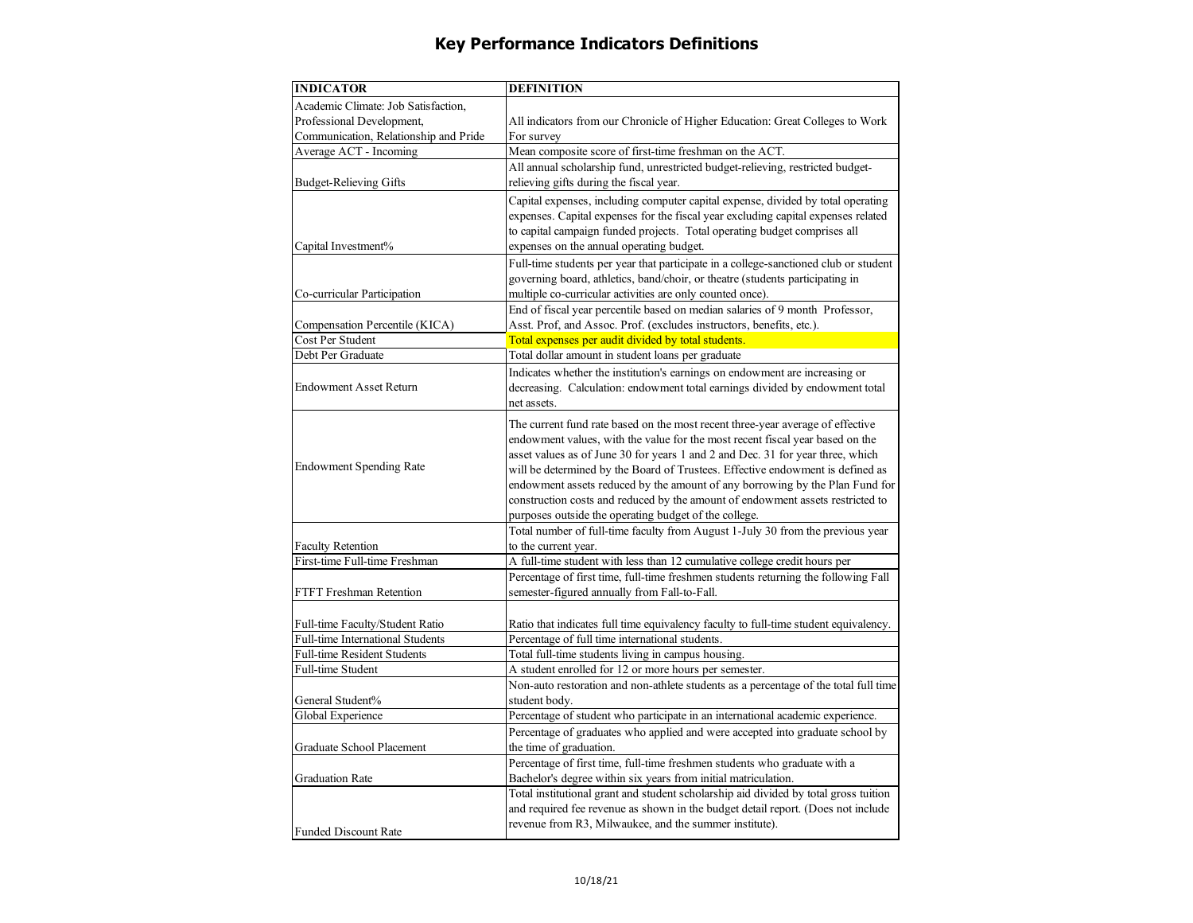# Key Performance Indicators Definitions

| INDICATOR | DEFINITION |
|---|---|
| Academic Climate: Job Satisfaction, Professional Development, Communication, Relationship and Pride | All indicators from our Chronicle of Higher Education: Great Colleges to Work For survey |
| Average ACT - Incoming | Mean composite score of first-time freshman on the ACT. |
| Budget-Relieving Gifts | All annual scholarship fund, unrestricted budget-relieving, restricted budget-relieving gifts during the fiscal year. |
| Capital Investment% | Capital expenses, including computer capital expense, divided by total operating expenses. Capital expenses for the fiscal year excluding capital expenses related to capital campaign funded projects. Total operating budget comprises all expenses on the annual operating budget. |
| Co-curricular Participation | Full-time students per year that participate in a college-sanctioned club or student governing board, athletics, band/choir, or theatre (students participating in multiple co-curricular activities are only counted once). |
| Compensation Percentile (KICA) | End of fiscal year percentile based on median salaries of 9 month Professor, Asst. Prof, and Assoc. Prof. (excludes instructors, benefits, etc.). |
| Cost Per Student | Total expenses per audit divided by total students. |
| Debt Per Graduate | Total dollar amount in student loans per graduate |
| Endowment Asset Return | Indicates whether the institution's earnings on endowment are increasing or decreasing. Calculation: endowment total earnings divided by endowment total net assets. |
| Endowment Spending Rate | The current fund rate based on the most recent three-year average of effective endowment values, with the value for the most recent fiscal year based on the asset values as of June 30 for years 1 and 2 and Dec. 31 for year three, which will be determined by the Board of Trustees. Effective endowment is defined as endowment assets reduced by the amount of any borrowing by the Plan Fund for construction costs and reduced by the amount of endowment assets restricted to purposes outside the operating budget of the college. |
| Faculty Retention | Total number of full-time faculty from August 1-July 30 from the previous year to the current year. |
| First-time Full-time Freshman | A full-time student with less than 12 cumulative college credit hours per |
| FTFT Freshman Retention | Percentage of first time, full-time freshmen students returning the following Fall semester-figured annually from Fall-to-Fall. |
| Full-time Faculty/Student Ratio | Ratio that indicates full time equivalency faculty to full-time student equivalency. |
| Full-time International Students | Percentage of full time international students. |
| Full-time Resident Students | Total full-time students living in campus housing. |
| Full-time Student | A student enrolled for 12 or more hours per semester. |
| General Student% | Non-auto restoration and non-athlete students as a percentage of the total full time student body. |
| Global Experience | Percentage of student who participate in an international academic experience. |
| Graduate School Placement | Percentage of graduates who applied and were accepted into graduate school by the time of graduation. |
| Graduation Rate | Percentage of first time, full-time freshmen students who graduate with a Bachelor's degree within six years from initial matriculation. |
| Funded Discount Rate | Total institutional grant and student scholarship aid divided by total gross tuition and required fee revenue as shown in the budget detail report. (Does not include revenue from R3, Milwaukee, and the summer institute). |

10/18/21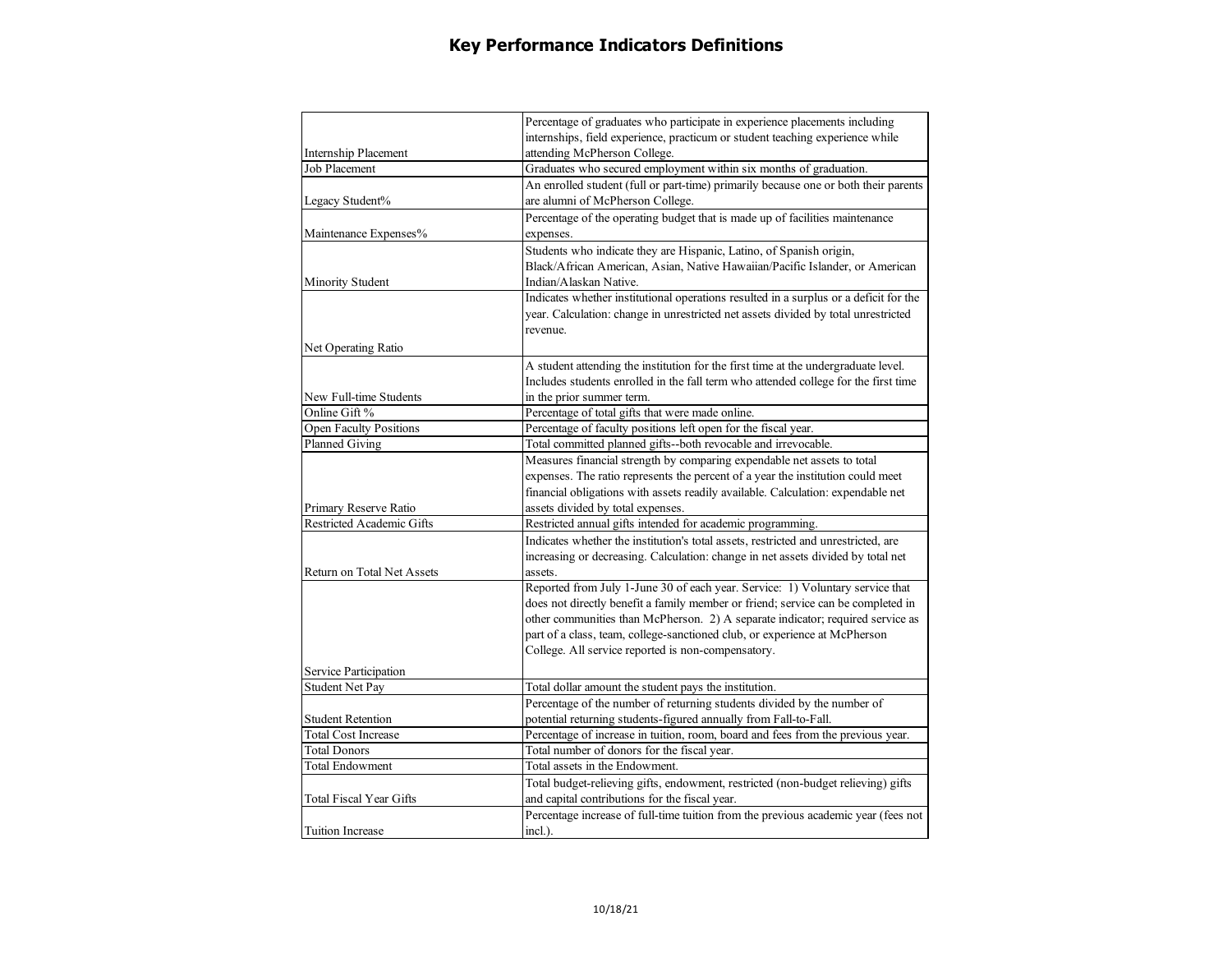# Key Performance Indicators Definitions

| | |
|---|---|
| Internship Placement | Percentage of graduates who participate in experience placements including internships, field experience, practicum or student teaching experience while attending McPherson College. |
| Job Placement | Graduates who secured employment within six months of graduation. |
| Legacy Student% | An enrolled student (full or part-time) primarily because one or both their parents are alumni of McPherson College. |
| Maintenance Expenses% | Percentage of the operating budget that is made up of facilities maintenance expenses. |
| Minority Student | Students who indicate they are Hispanic, Latino, of Spanish origin, Black/African American, Asian, Native Hawaiian/Pacific Islander, or American Indian/Alaskan Native. |
| Net Operating Ratio | Indicates whether institutional operations resulted in a surplus or a deficit for the year. Calculation: change in unrestricted net assets divided by total unrestricted revenue. |
| New Full-time Students | A student attending the institution for the first time at the undergraduate level. Includes students enrolled in the fall term who attended college for the first time in the prior summer term. |
| Online Gift % | Percentage of total gifts that were made online. |
| Open Faculty Positions | Percentage of faculty positions left open for the fiscal year. |
| Planned Giving | Total committed planned gifts--both revocable and irrevocable. |
| Primary Reserve Ratio | Measures financial strength by comparing expendable net assets to total expenses. The ratio represents the percent of a year the institution could meet financial obligations with assets readily available. Calculation: expendable net assets divided by total expenses. |
| Restricted Academic Gifts | Restricted annual gifts intended for academic programming. |
| Return on Total Net Assets | Indicates whether the institution's total assets, restricted and unrestricted, are increasing or decreasing. Calculation: change in net assets divided by total net assets. |
| Service Participation | Reported from July 1-June 30 of each year. Service: 1) Voluntary service that does not directly benefit a family member or friend; service can be completed in other communities than McPherson. 2) A separate indicator; required service as part of a class, team, college-sanctioned club, or experience at McPherson College. All service reported is non-compensatory. |
| Student Net Pay | Total dollar amount the student pays the institution. |
| Student Retention | Percentage of the number of returning students divided by the number of potential returning students-figured annually from Fall-to-Fall. |
| Total Cost Increase | Percentage of increase in tuition, room, board and fees from the previous year. |
| Total Donors | Total number of donors for the fiscal year. |
| Total Endowment | Total assets in the Endowment. |
| Total Fiscal Year Gifts | Total budget-relieving gifts, endowment, restricted (non-budget relieving) gifts and capital contributions for the fiscal year. |
| Tuition Increase | Percentage increase of full-time tuition from the previous academic year (fees not incl.). |

10/18/21